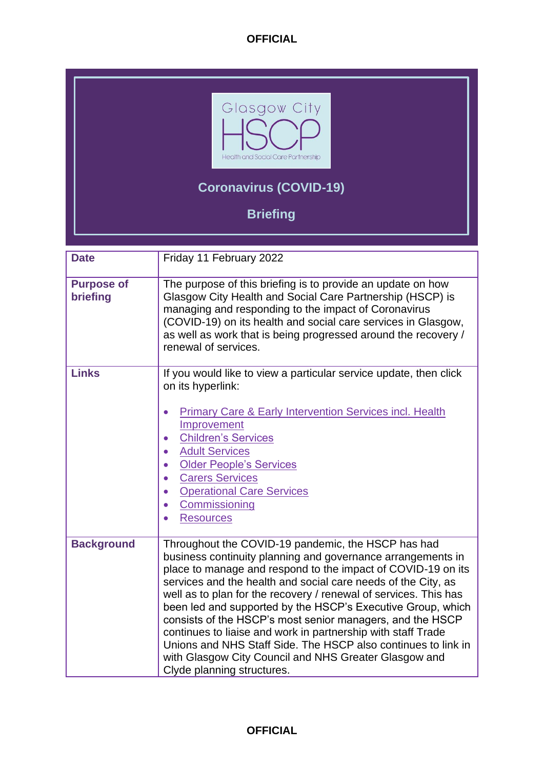Glasgow City HSCP

Health and Social Care Partnership

# Coronavirus (COVID-19)

## Briefing

| **Date** | Friday 11 February 2022 |
|---|---|
| **Purpose of briefing** | The purpose of this briefing is to provide an update on how Glasgow City Health and Social Care Partnership (HSCP) is managing and responding to the impact of Coronavirus (COVID-19) on its health and social care services in Glasgow, as well as work that is being progressed around the recovery / renewal of services. |
| **Links** | If you would like to view a particular service update, then click on its hyperlink: <br><br>• Primary Care & Early Intervention Services incl. Health Improvement<br>• Children's Services<br>• Adult Services<br>• Older People's Services<br>• Carers Services<br>• Operational Care Services<br>• Commissioning<br>• Resources |
| **Background** | Throughout the COVID-19 pandemic, the HSCP has had business continuity planning and governance arrangements in place to manage and respond to the impact of COVID-19 on its services and the health and social care needs of the City, as well as to plan for the recovery / renewal of services. This has been led and supported by the HSCP's Executive Group, which consists of the HSCP's most senior managers, and the HSCP continues to liaise and work in partnership with staff Trade Unions and NHS Staff Side. The HSCP also continues to link in with Glasgow City Council and NHS Greater Glasgow and Clyde planning structures. |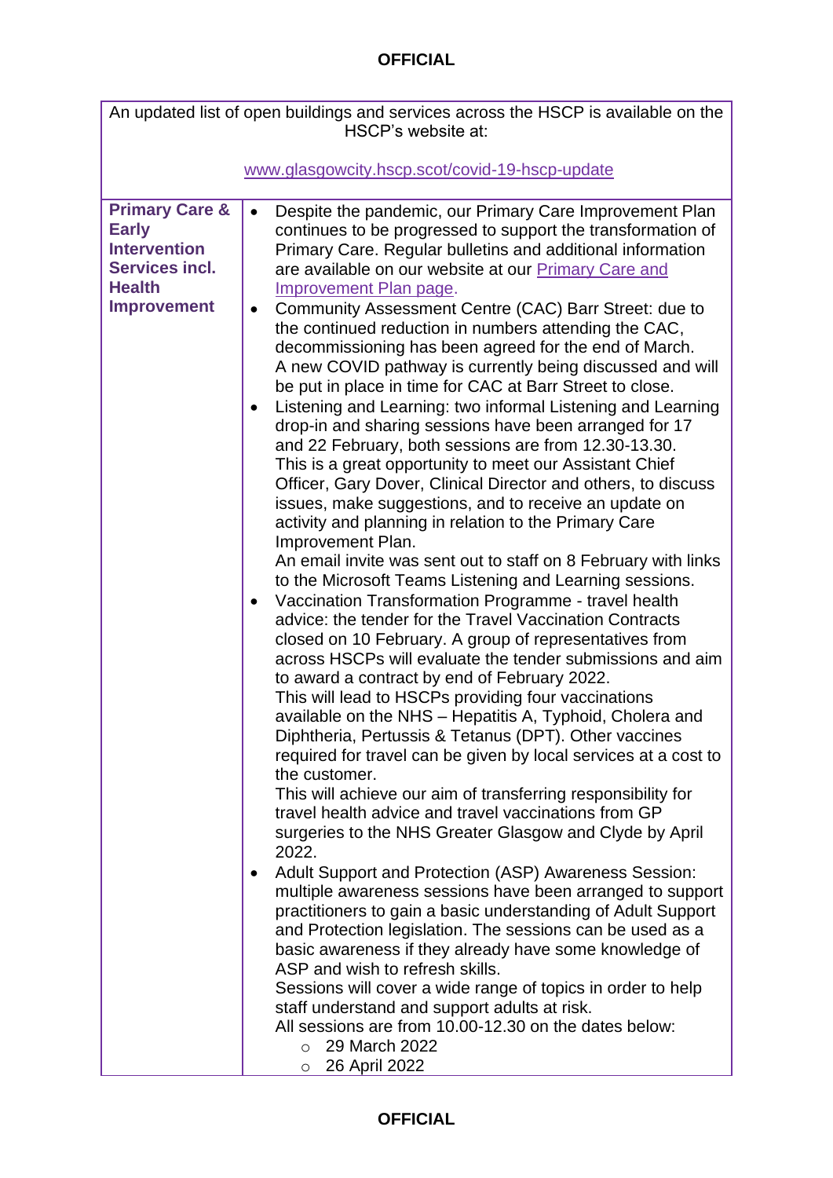| An updated list of open buildings and services across the HSCP is available on the HSCP's website at:<br><br>www.glasgowcity.hscp.scot/covid-19-hscp-update | |
|---|---|
| **Primary Care & Early Intervention Services incl. Health Improvement** | • Despite the pandemic, our Primary Care Improvement Plan continues to be progressed to support the transformation of Primary Care. Regular bulletins and additional information are available on our website at our [Primary Care and Improvement Plan page](). <br>• Community Assessment Centre (CAC) Barr Street: due to the continued reduction in numbers attending the CAC, decommissioning has been agreed for the end of March. A new COVID pathway is currently being discussed and will be put in place in time for CAC at Barr Street to close.<br>• Listening and Learning: two informal Listening and Learning drop-in and sharing sessions have been arranged for 17 and 22 February, both sessions are from 12.30-13.30. This is a great opportunity to meet our Assistant Chief Officer, Gary Dover, Clinical Director and others, to discuss issues, make suggestions, and to receive an update on activity and planning in relation to the Primary Care Improvement Plan.<br>An email invite was sent out to staff on 8 February with links to the Microsoft Teams Listening and Learning sessions.<br>• Vaccination Transformation Programme - travel health advice: the tender for the Travel Vaccination Contracts closed on 10 February. A group of representatives from across HSCPs will evaluate the tender submissions and aim to award a contract by end of February 2022.<br>This will lead to HSCPs providing four vaccinations available on the NHS – Hepatitis A, Typhoid, Cholera and Diphtheria, Pertussis & Tetanus (DPT). Other vaccines required for travel can be given by local services at a cost to the customer.<br>This will achieve our aim of transferring responsibility for travel health advice and travel vaccinations from GP surgeries to the NHS Greater Glasgow and Clyde by April 2022.<br>• Adult Support and Protection (ASP) Awareness Session: multiple awareness sessions have been arranged to support practitioners to gain a basic understanding of Adult Support and Protection legislation. The sessions can be used as a basic awareness if they already have some knowledge of ASP and wish to refresh skills.<br>Sessions will cover a wide range of topics in order to help staff understand and support adults at risk.<br>All sessions are from 10.00-12.30 on the dates below:<br>&nbsp;&nbsp;&nbsp;&nbsp;○ 29 March 2022<br>&nbsp;&nbsp;&nbsp;&nbsp;○ 26 April 2022 |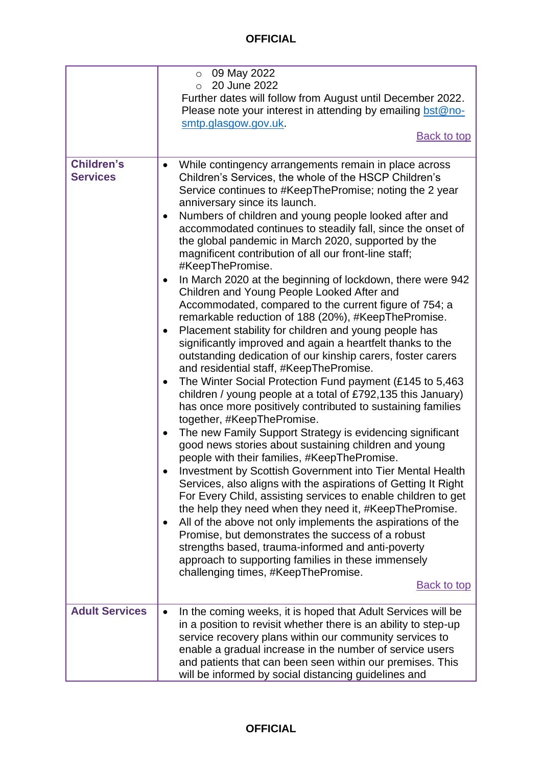| | |
|---|---|
| | <ul><li>09 May 2022</li><li>20 June 2022</li></ul>Further dates will follow from August until December 2022. Please note your interest in attending by emailing bst@no-smtp.glasgow.gov.uk.<br>Back to top |
| **Children's Services** | <ul><li>While contingency arrangements remain in place across Children's Services, the whole of the HSCP Children's Service continues to #KeepThePromise; noting the 2 year anniversary since its launch.</li><li>Numbers of children and young people looked after and accommodated continues to steadily fall, since the onset of the global pandemic in March 2020, supported by the magnificent contribution of all our front-line staff; #KeepThePromise.</li><li>In March 2020 at the beginning of lockdown, there were 942 Children and Young People Looked After and Accommodated, compared to the current figure of 754; a remarkable reduction of 188 (20%), #KeepThePromise.</li><li>Placement stability for children and young people has significantly improved and again a heartfelt thanks to the outstanding dedication of our kinship carers, foster carers and residential staff, #KeepThePromise.</li><li>The Winter Social Protection Fund payment (£145 to 5,463 children / young people at a total of £792,135 this January) has once more positively contributed to sustaining families together, #KeepThePromise.</li><li>The new Family Support Strategy is evidencing significant good news stories about sustaining children and young people with their families, #KeepThePromise.</li><li>Investment by Scottish Government into Tier Mental Health Services, also aligns with the aspirations of Getting It Right For Every Child, assisting services to enable children to get the help they need when they need it, #KeepThePromise.</li><li>All of the above not only implements the aspirations of the Promise, but demonstrates the success of a robust strengths based, trauma-informed and anti-poverty approach to supporting families in these immensely challenging times, #KeepThePromise.</li></ul>Back to top |
| **Adult Services** | <ul><li>In the coming weeks, it is hoped that Adult Services will be in a position to revisit whether there is an ability to step-up service recovery plans within our community services to enable a gradual increase in the number of service users and patients that can been seen within our premises. This will be informed by social distancing guidelines and</li></ul> |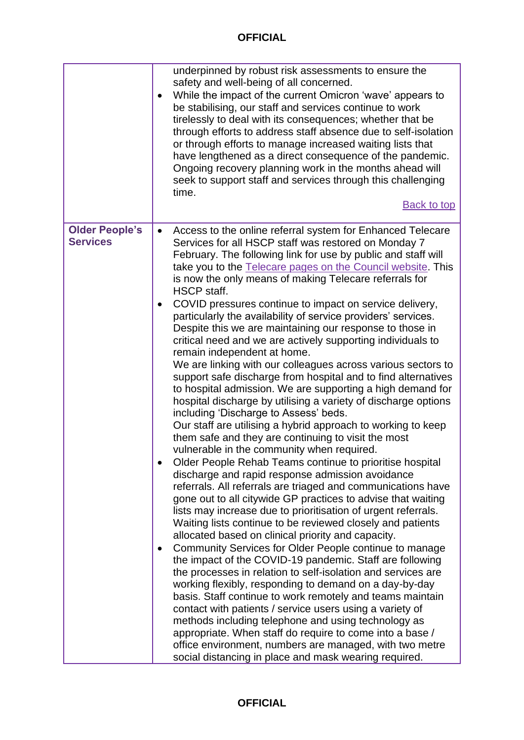| | |
|---|---|
| | underpinned by robust risk assessments to ensure the safety and well-being of all concerned.<br>• While the impact of the current Omicron 'wave' appears to be stabilising, our staff and services continue to work tirelessly to deal with its consequences; whether that be through efforts to address staff absence due to self-isolation or through efforts to manage increased waiting lists that have lengthened as a direct consequence of the pandemic. Ongoing recovery planning work in the months ahead will seek to support staff and services through this challenging time.<br>Back to top |
| **Older People's Services** | • Access to the online referral system for Enhanced Telecare Services for all HSCP staff was restored on Monday 7 February. The following link for use by public and staff will take you to the Telecare pages on the Council website. This is now the only means of making Telecare referrals for HSCP staff.<br>• COVID pressures continue to impact on service delivery, particularly the availability of service providers' services. Despite this we are maintaining our response to those in critical need and we are actively supporting individuals to remain independent at home.<br>We are linking with our colleagues across various sectors to support safe discharge from hospital and to find alternatives to hospital admission. We are supporting a high demand for hospital discharge by utilising a variety of discharge options including 'Discharge to Assess' beds.<br>Our staff are utilising a hybrid approach to working to keep them safe and they are continuing to visit the most vulnerable in the community when required.<br>• Older People Rehab Teams continue to prioritise hospital discharge and rapid response admission avoidance referrals. All referrals are triaged and communications have gone out to all citywide GP practices to advise that waiting lists may increase due to prioritisation of urgent referrals. Waiting lists continue to be reviewed closely and patients allocated based on clinical priority and capacity.<br>• Community Services for Older People continue to manage the impact of the COVID-19 pandemic. Staff are following the processes in relation to self-isolation and services are working flexibly, responding to demand on a day-by-day basis. Staff continue to work remotely and teams maintain contact with patients / service users using a variety of methods including telephone and using technology as appropriate. When staff do require to come into a base / office environment, numbers are managed, with two metre social distancing in place and mask wearing required. |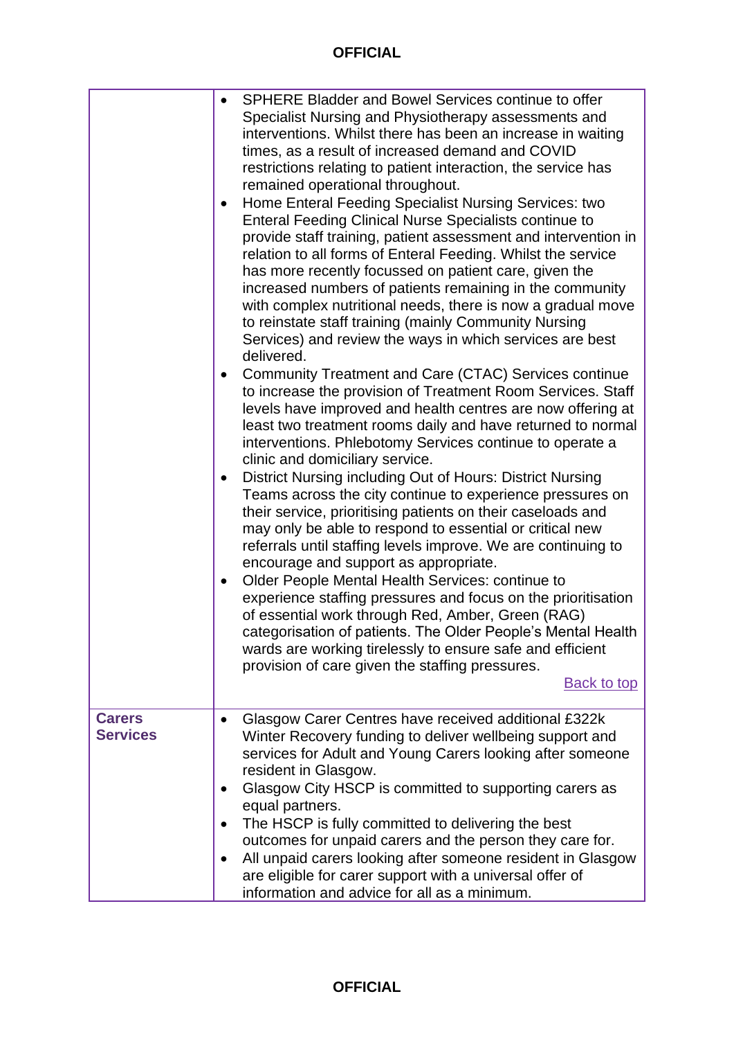| | |
|---|---|
| | • SPHERE Bladder and Bowel Services continue to offer Specialist Nursing and Physiotherapy assessments and interventions. Whilst there has been an increase in waiting times, as a result of increased demand and COVID restrictions relating to patient interaction, the service has remained operational throughout.<br>• Home Enteral Feeding Specialist Nursing Services: two Enteral Feeding Clinical Nurse Specialists continue to provide staff training, patient assessment and intervention in relation to all forms of Enteral Feeding. Whilst the service has more recently focussed on patient care, given the increased numbers of patients remaining in the community with complex nutritional needs, there is now a gradual move to reinstate staff training (mainly Community Nursing Services) and review the ways in which services are best delivered.<br>• Community Treatment and Care (CTAC) Services continue to increase the provision of Treatment Room Services. Staff levels have improved and health centres are now offering at least two treatment rooms daily and have returned to normal interventions. Phlebotomy Services continue to operate a clinic and domiciliary service.<br>• District Nursing including Out of Hours: District Nursing Teams across the city continue to experience pressures on their service, prioritising patients on their caseloads and may only be able to respond to essential or critical new referrals until staffing levels improve. We are continuing to encourage and support as appropriate.<br>• Older People Mental Health Services: continue to experience staffing pressures and focus on the prioritisation of essential work through Red, Amber, Green (RAG) categorisation of patients. The Older People's Mental Health wards are working tirelessly to ensure safe and efficient provision of care given the staffing pressures.<br>Back to top |
| **Carers Services** | • Glasgow Carer Centres have received additional £322k Winter Recovery funding to deliver wellbeing support and services for Adult and Young Carers looking after someone resident in Glasgow.<br>• Glasgow City HSCP is committed to supporting carers as equal partners.<br>• The HSCP is fully committed to delivering the best outcomes for unpaid carers and the person they care for.<br>• All unpaid carers looking after someone resident in Glasgow are eligible for carer support with a universal offer of information and advice for all as a minimum. |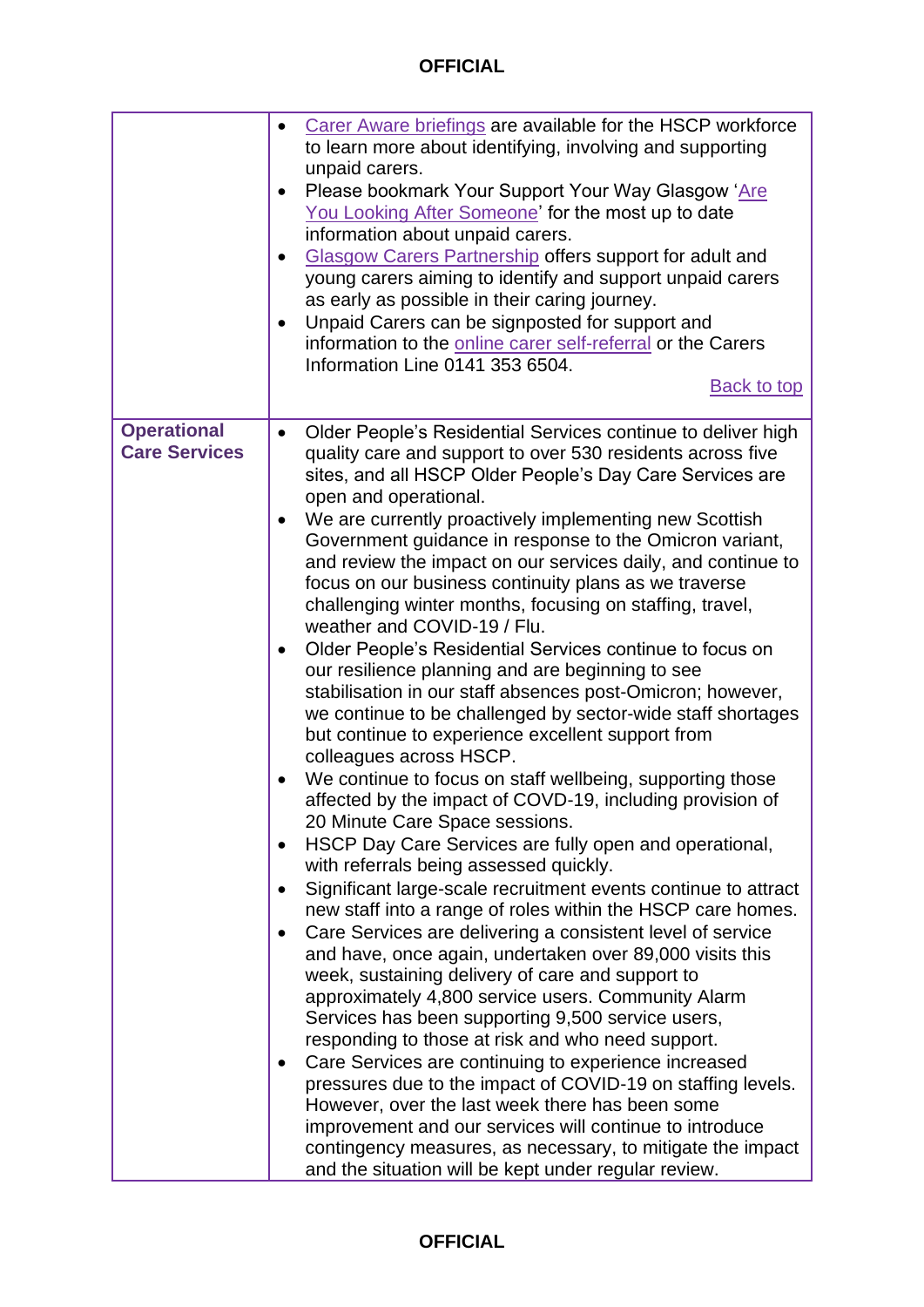| | |
|---|---|
| | • Carer Aware briefings are available for the HSCP workforce to learn more about identifying, involving and supporting unpaid carers.<br>• Please bookmark Your Support Your Way Glasgow 'Are You Looking After Someone' for the most up to date information about unpaid carers.<br>• Glasgow Carers Partnership offers support for adult and young carers aiming to identify and support unpaid carers as early as possible in their caring journey.<br>• Unpaid Carers can be signposted for support and information to the online carer self-referral or the Carers Information Line 0141 353 6504.<br>Back to top |
| **Operational Care Services** | • Older People's Residential Services continue to deliver high quality care and support to over 530 residents across five sites, and all HSCP Older People's Day Care Services are open and operational.<br>• We are currently proactively implementing new Scottish Government guidance in response to the Omicron variant, and review the impact on our services daily, and continue to focus on our business continuity plans as we traverse challenging winter months, focusing on staffing, travel, weather and COVID-19 / Flu.<br>• Older People's Residential Services continue to focus on our resilience planning and are beginning to see stabilisation in our staff absences post-Omicron; however, we continue to be challenged by sector-wide staff shortages but continue to experience excellent support from colleagues across HSCP.<br>• We continue to focus on staff wellbeing, supporting those affected by the impact of COVD-19, including provision of 20 Minute Care Space sessions.<br>• HSCP Day Care Services are fully open and operational, with referrals being assessed quickly.<br>• Significant large-scale recruitment events continue to attract new staff into a range of roles within the HSCP care homes.<br>• Care Services are delivering a consistent level of service and have, once again, undertaken over 89,000 visits this week, sustaining delivery of care and support to approximately 4,800 service users. Community Alarm Services has been supporting 9,500 service users, responding to those at risk and who need support.<br>• Care Services are continuing to experience increased pressures due to the impact of COVID-19 on staffing levels. However, over the last week there has been some improvement and our services will continue to introduce contingency measures, as necessary, to mitigate the impact and the situation will be kept under regular review. |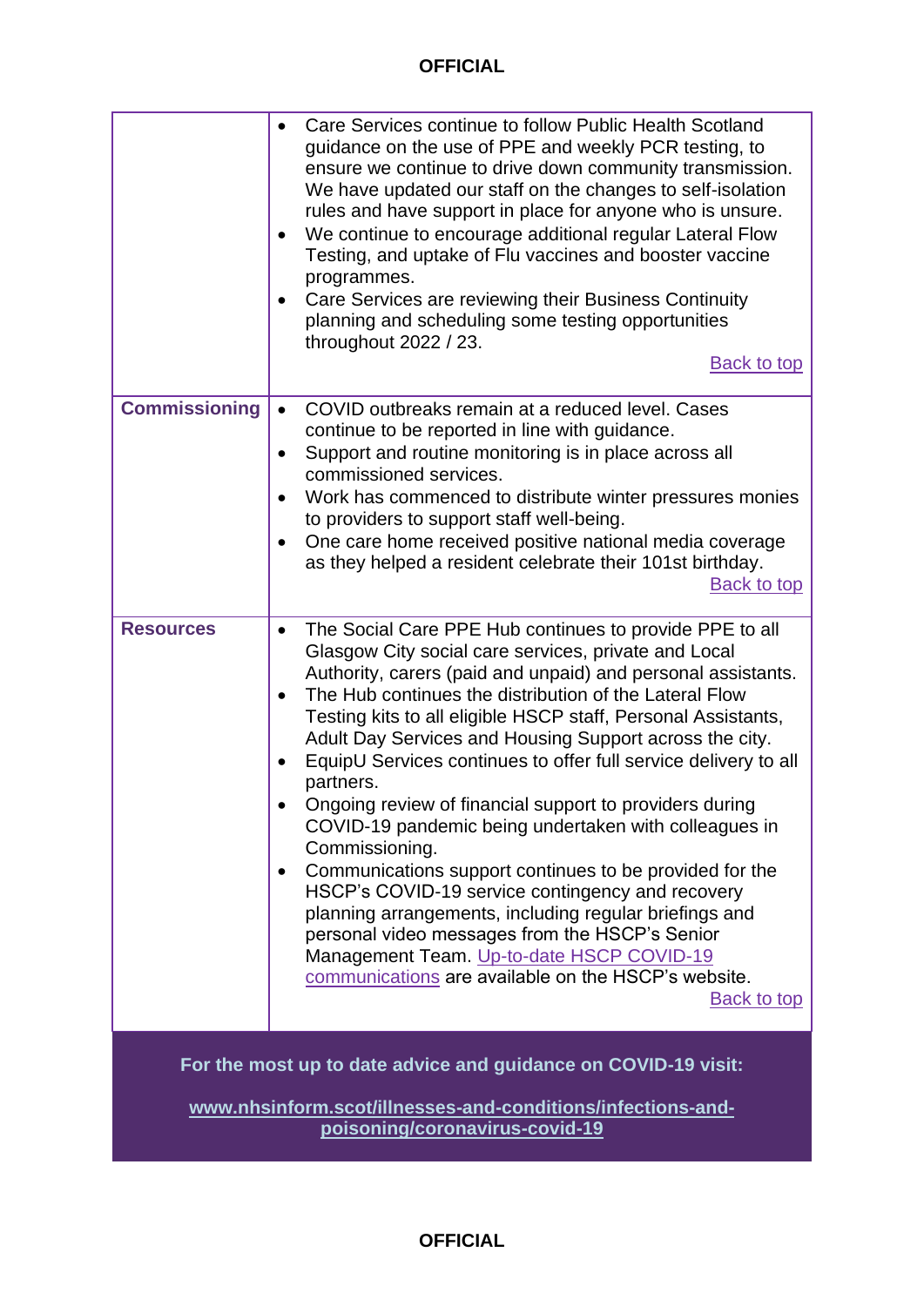| | |
|---|---|
| | • Care Services continue to follow Public Health Scotland guidance on the use of PPE and weekly PCR testing, to ensure we continue to drive down community transmission. We have updated our staff on the changes to self-isolation rules and have support in place for anyone who is unsure.<br>• We continue to encourage additional regular Lateral Flow Testing, and uptake of Flu vaccines and booster vaccine programmes.<br>• Care Services are reviewing their Business Continuity planning and scheduling some testing opportunities throughout 2022 / 23.<br>Back to top |
| **Commissioning** | • COVID outbreaks remain at a reduced level. Cases continue to be reported in line with guidance.<br>• Support and routine monitoring is in place across all commissioned services.<br>• Work has commenced to distribute winter pressures monies to providers to support staff well-being.<br>• One care home received positive national media coverage as they helped a resident celebrate their 101st birthday.<br>Back to top |
| **Resources** | • The Social Care PPE Hub continues to provide PPE to all Glasgow City social care services, private and Local Authority, carers (paid and unpaid) and personal assistants.<br>• The Hub continues the distribution of the Lateral Flow Testing kits to all eligible HSCP staff, Personal Assistants, Adult Day Services and Housing Support across the city.<br>• EquipU Services continues to offer full service delivery to all partners.<br>• Ongoing review of financial support to providers during COVID-19 pandemic being undertaken with colleagues in Commissioning.<br>• Communications support continues to be provided for the HSCP's COVID-19 service contingency and recovery planning arrangements, including regular briefings and personal video messages from the HSCP's Senior Management Team. Up-to-date HSCP COVID-19 communications are available on the HSCP's website.<br>Back to top |

**For the most up to date advice and guidance on COVID-19 visit:**

**www.nhsinform.scot/illnesses-and-conditions/infections-and-poisoning/coronavirus-covid-19**